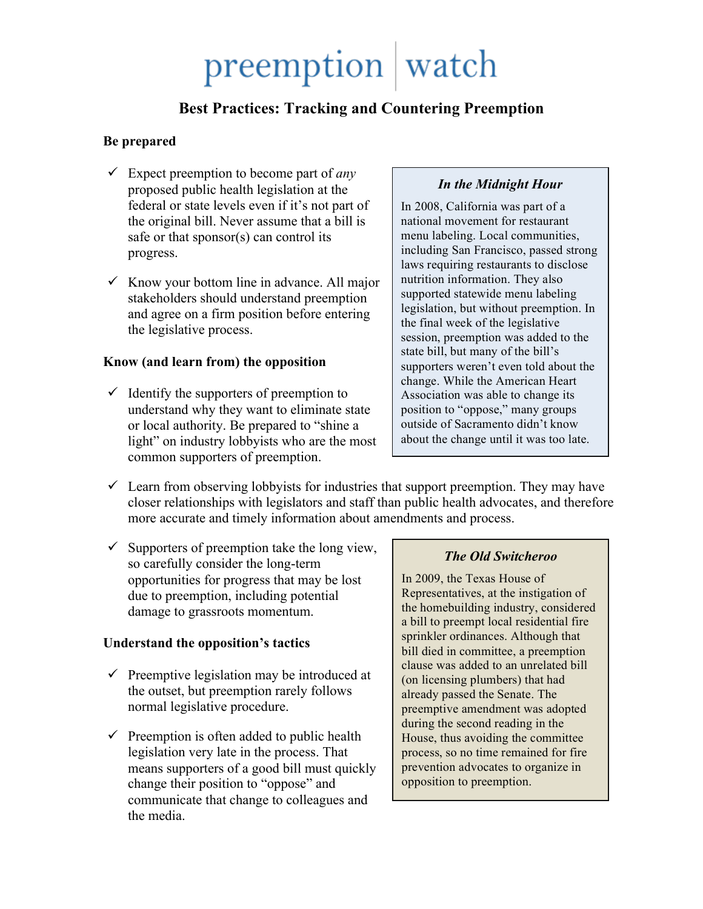# preemption | watch

## Best Practices: Tracking and Countering Preemption

### Be prepared

- ✓ Expect preemption to become part of *any* proposed public health legislation at the federal or state levels even if it's not part of the original bill. Never assume that a bill is safe or that sponsor(s) can control its progress.

- ✓ Know your bottom line in advance. All major stakeholders should understand preemption and agree on a firm position before entering the legislative process.

> ***In the Midnight Hour***
>
> In 2008, California was part of a national movement for restaurant menu labeling. Local communities, including San Francisco, passed strong laws requiring restaurants to disclose nutrition information. They also supported statewide menu labeling legislation, but without preemption. In the final week of the legislative session, preemption was added to the state bill, but many of the bill's supporters weren't even told about the change. While the American Heart Association was able to change its position to "oppose," many groups outside of Sacramento didn't know about the change until it was too late.

### Know (and learn from) the opposition

- ✓ Identify the supporters of preemption to understand why they want to eliminate state or local authority. Be prepared to "shine a light" on industry lobbyists who are the most common supporters of preemption.

- ✓ Learn from observing lobbyists for industries that support preemption. They may have closer relationships with legislators and staff than public health advocates, and therefore more accurate and timely information about amendments and process.

- ✓ Supporters of preemption take the long view, so carefully consider the long-term opportunities for progress that may be lost due to preemption, including potential damage to grassroots momentum.

### Understand the opposition's tactics

- ✓ Preemptive legislation may be introduced at the outset, but preemption rarely follows normal legislative procedure.

- ✓ Preemption is often added to public health legislation very late in the process. That means supporters of a good bill must quickly change their position to "oppose" and communicate that change to colleagues and the media.

> ***The Old Switcheroo***
>
> In 2009, the Texas House of Representatives, at the instigation of the homebuilding industry, considered a bill to preempt local residential fire sprinkler ordinances. Although that bill died in committee, a preemption clause was added to an unrelated bill (on licensing plumbers) that had already passed the Senate. The preemptive amendment was adopted during the second reading in the House, thus avoiding the committee process, so no time remained for fire prevention advocates to organize in opposition to preemption.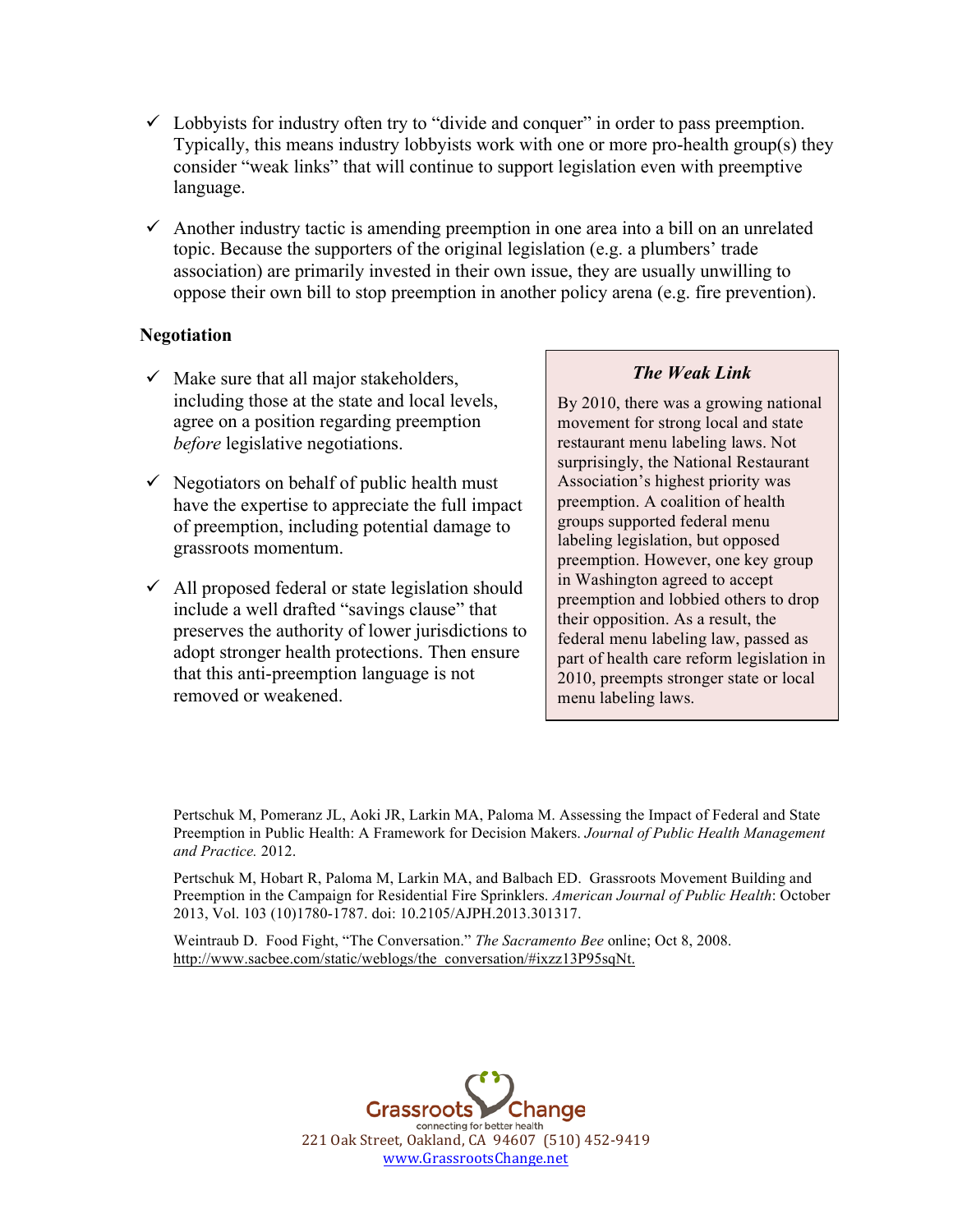- ✓ Lobbyists for industry often try to "divide and conquer" in order to pass preemption. Typically, this means industry lobbyists work with one or more pro-health group(s) they consider "weak links" that will continue to support legislation even with preemptive language.

- ✓ Another industry tactic is amending preemption in one area into a bill on an unrelated topic. Because the supporters of the original legislation (e.g. a plumbers' trade association) are primarily invested in their own issue, they are usually unwilling to oppose their own bill to stop preemption in another policy arena (e.g. fire prevention).

**Negotiation**

- ✓ Make sure that all major stakeholders, including those at the state and local levels, agree on a position regarding preemption *before* legislative negotiations.

- ✓ Negotiators on behalf of public health must have the expertise to appreciate the full impact of preemption, including potential damage to grassroots momentum.

- ✓ All proposed federal or state legislation should include a well drafted "savings clause" that preserves the authority of lower jurisdictions to adopt stronger health protections. Then ensure that this anti-preemption language is not removed or weakened.

> ***The Weak Link***
>
> By 2010, there was a growing national movement for strong local and state restaurant menu labeling laws. Not surprisingly, the National Restaurant Association's highest priority was preemption. A coalition of health groups supported federal menu labeling legislation, but opposed preemption. However, one key group in Washington agreed to accept preemption and lobbied others to drop their opposition. As a result, the federal menu labeling law, passed as part of health care reform legislation in 2010, preempts stronger state or local menu labeling laws.

Pertschuk M, Pomeranz JL, Aoki JR, Larkin MA, Paloma M. Assessing the Impact of Federal and State Preemption in Public Health: A Framework for Decision Makers. *Journal of Public Health Management and Practice.* 2012.

Pertschuk M, Hobart R, Paloma M, Larkin MA, and Balbach ED. Grassroots Movement Building and Preemption in the Campaign for Residential Fire Sprinklers. *American Journal of Public Health*: October 2013, Vol. 103 (10)1780-1787. doi: 10.2105/AJPH.2013.301317.

Weintraub D. Food Fight, "The Conversation." *The Sacramento Bee* online; Oct 8, 2008. http://www.sacbee.com/static/weblogs/the_conversation/#ixzz13P95sqNt.

Grassroots Change
connecting for better health
221 Oak Street, Oakland, CA 94607 (510) 452-9419
www.GrassrootsChange.net